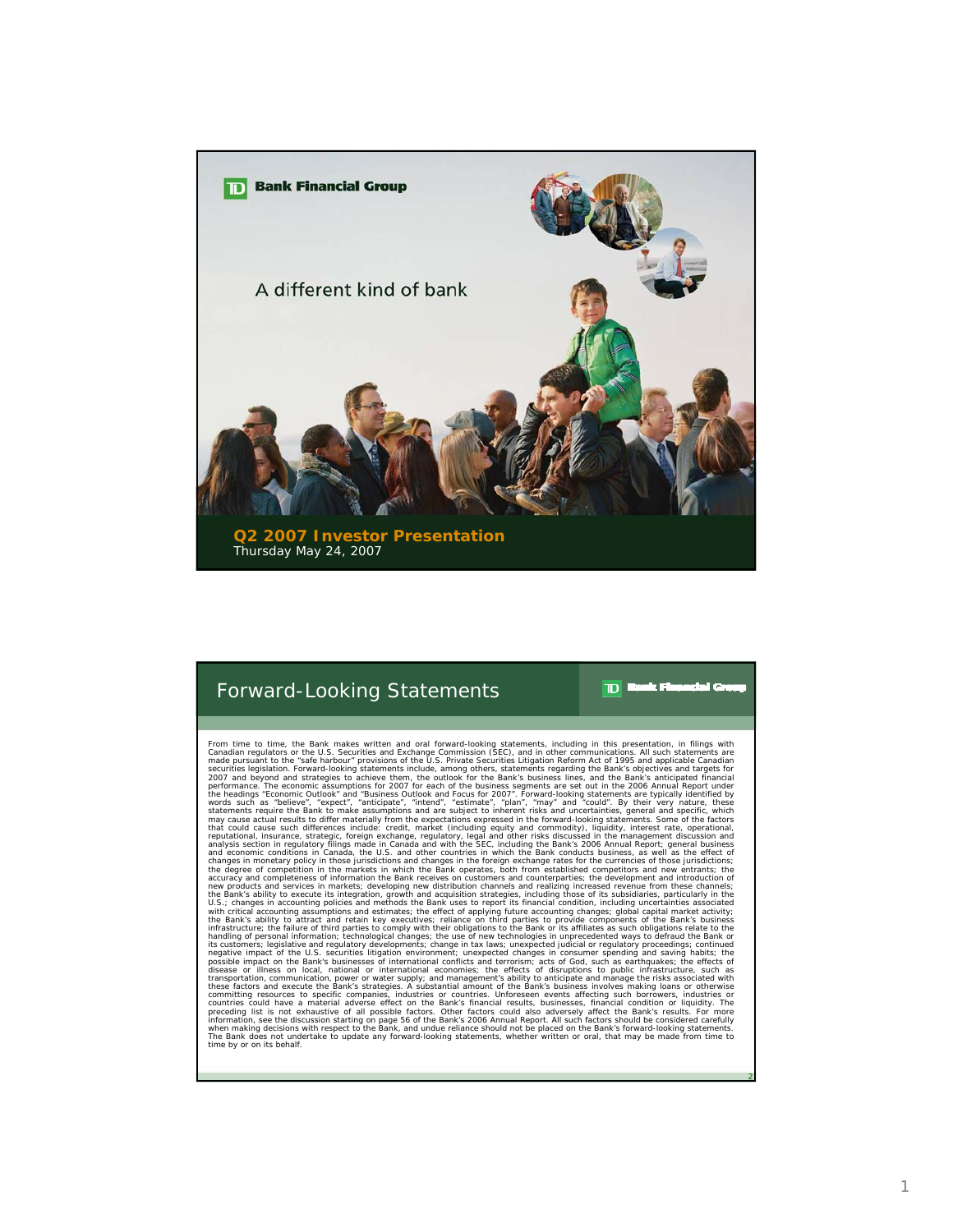TD Bank Financial Group

A different kind of bank

**Q2 2007 Investor Presentation**
Thursday May 24, 2007

## Forward-Looking Statements

From time to time, the Bank makes written and oral forward-looking statements, including in this presentation, in filings with Canadian regulators or the U.S. Securities and Exchange Commission (SEC), and in other communications. All such statements are made pursuant to the "safe harbour" provisions of the U.S. Private Securities Litigation Reform Act of 1995 and applicable Canadian securities legislation. Forward-looking statements include, among others, statements regarding the Bank's objectives and targets for 2007 and beyond and strategies to achieve them, the outlook for the Bank's business lines, and the Bank's anticipated financial performance. The economic assumptions for 2007 for each of the business segments are set out in the 2006 Annual Report under the headings "Economic Outlook" and "Business Outlook and Focus for 2007". Forward-looking statements are typically identified by words such as "believe", "expect", "anticipate", "intend", "estimate", "plan", "may" and "could". By their very nature, these statements require the Bank to make assumptions and are subject to inherent risks and uncertainties, general and specific, which may cause actual results to differ materially from the expectations expressed in the forward-looking statements. Some of the factors that could cause such differences include: credit, market (including equity and commodity), liquidity, interest rate, operational, reputational, insurance, strategic, foreign exchange, regulatory, legal and other risks discussed in the management discussion and analysis section in regulatory filings made in Canada and with the SEC, including the Bank's 2006 Annual Report; general business and economic conditions in Canada, the U.S. and other countries in which the Bank conducts business, as well as the effect of changes in monetary policy in those jurisdictions and changes in the foreign exchange rates for the currencies of those jurisdictions; the degree of competition in the markets in which the Bank operates, both from established competitors and new entrants; the accuracy and completeness of information the Bank receives on customers and counterparties; the development and introduction of new products and services in markets; developing new distribution channels and realizing increased revenue from these channels; the Bank's ability to execute its integration, growth and acquisition strategies, including those of its subsidiaries, particularly in the U.S.; changes in accounting policies and methods the Bank uses to report its financial condition, including uncertainties associated with critical accounting assumptions and estimates; the effect of applying future accounting changes; global capital market activity; the Bank's ability to attract and retain key executives; reliance on third parties to provide components of the Bank's business infrastructure; the failure of third parties to comply with their obligations to the Bank or its affiliates as such obligations relate to the handling of personal information; technological changes; the use of new technologies in unprecedented ways to defraud the Bank or its customers; legislative and regulatory developments; change in tax laws; unexpected judicial or regulatory proceedings; continued negative impact of the U.S. securities litigation environment; unexpected changes in consumer spending and saving habits; the possible impact on the Bank's businesses of international conflicts and terrorism; acts of God, such as earthquakes; the effects of disease or illness on local, national or international economies; the effects of disruptions to public infrastructure, such as transportation, communication, power or water supply; and management's ability to anticipate and manage the risks associated with these factors and execute the Bank's strategies. A substantial amount of the Bank's business involves making loans or otherwise committing resources to specific companies, industries or countries. Unforeseen events affecting such borrowers, industries or countries could have a material adverse effect on the Bank's financial results, businesses, financial condition or liquidity. The preceding list is not exhaustive of all possible factors. Other factors could also adversely affect the Bank's results. For more information, see the discussion starting on page 56 of the Bank's 2006 Annual Report. All such factors should be considered carefully when making decisions with respect to the Bank, and undue reliance should not be placed on the Bank's forward-looking statements. The Bank does not undertake to update any forward-looking statements, whether written or oral, that may be made from time to time by or on its behalf.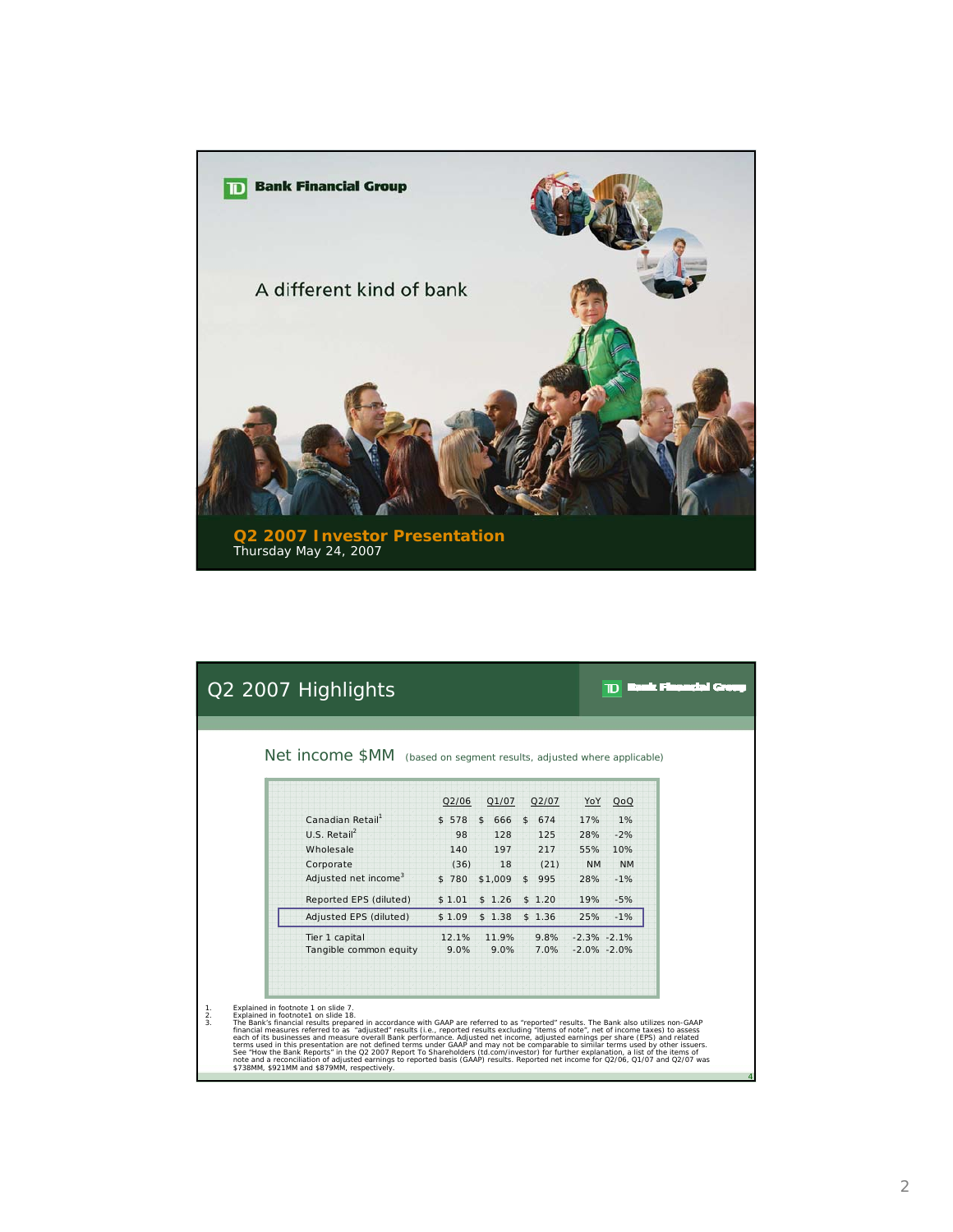TD Bank Financial Group

A different kind of bank

**Q2 2007 Investor Presentation**
Thursday May 24, 2007

## Q2 2007 Highlights

TD Bank Financial Group

### Net income $MM (based on segment results, adjusted where applicable)

| | Q2/06 | Q1/07 | Q2/07 | YoY | QoQ |
|---|---|---|---|---|---|
| Canadian Retail[1] | $ 578 | $ 666 | $ 674 | 17% | 1% |
| U.S. Retail[2] | 98 | 128 | 125 | 28% | -2% |
| Wholesale | 140 | 197 | 217 | 55% | 10% |
| Corporate | (36) | 18 | (21) | NM | NM |
| Adjusted net income[3] | $ 780 | $1,009 | $ 995 | 28% | -1% |
| Reported EPS (diluted) | $ 1.01 | $ 1.26 | $ 1.20 | 19% | -5% |
| Adjusted EPS (diluted) | $ 1.09 | $ 1.38 | $ 1.36 | 25% | -1% |
| Tier 1 capital | 12.1% | 11.9% | 9.8% | -2.3% | -2.1% |
| Tangible common equity | 9.0% | 9.0% | 7.0% | -2.0% | -2.0% |

1. Explained in footnote 1 on slide 7.
2. Explained in footnote1 on slide 18.
3. The Bank's financial results prepared in accordance with GAAP are referred to as "reported" results. The Bank also utilizes non-GAAP financial measures referred to as "adjusted" results (i.e., reported results excluding "items of note", net of income taxes) to assess each of its businesses and measure overall Bank performance. Adjusted net income, adjusted earnings per share (EPS) and related terms used in this presentation are not defined terms under GAAP and may not be comparable to similar terms used by other issuers. See "How the Bank Reports" in the Q2 2007 Report To Shareholders (td.com/investor) for further explanation, a list of the items of note and a reconciliation of adjusted earnings to reported basis (GAAP) results. Reported net income for Q2/06, Q1/07 and Q2/07 was $738MM, $921MM and $879MM, respectively.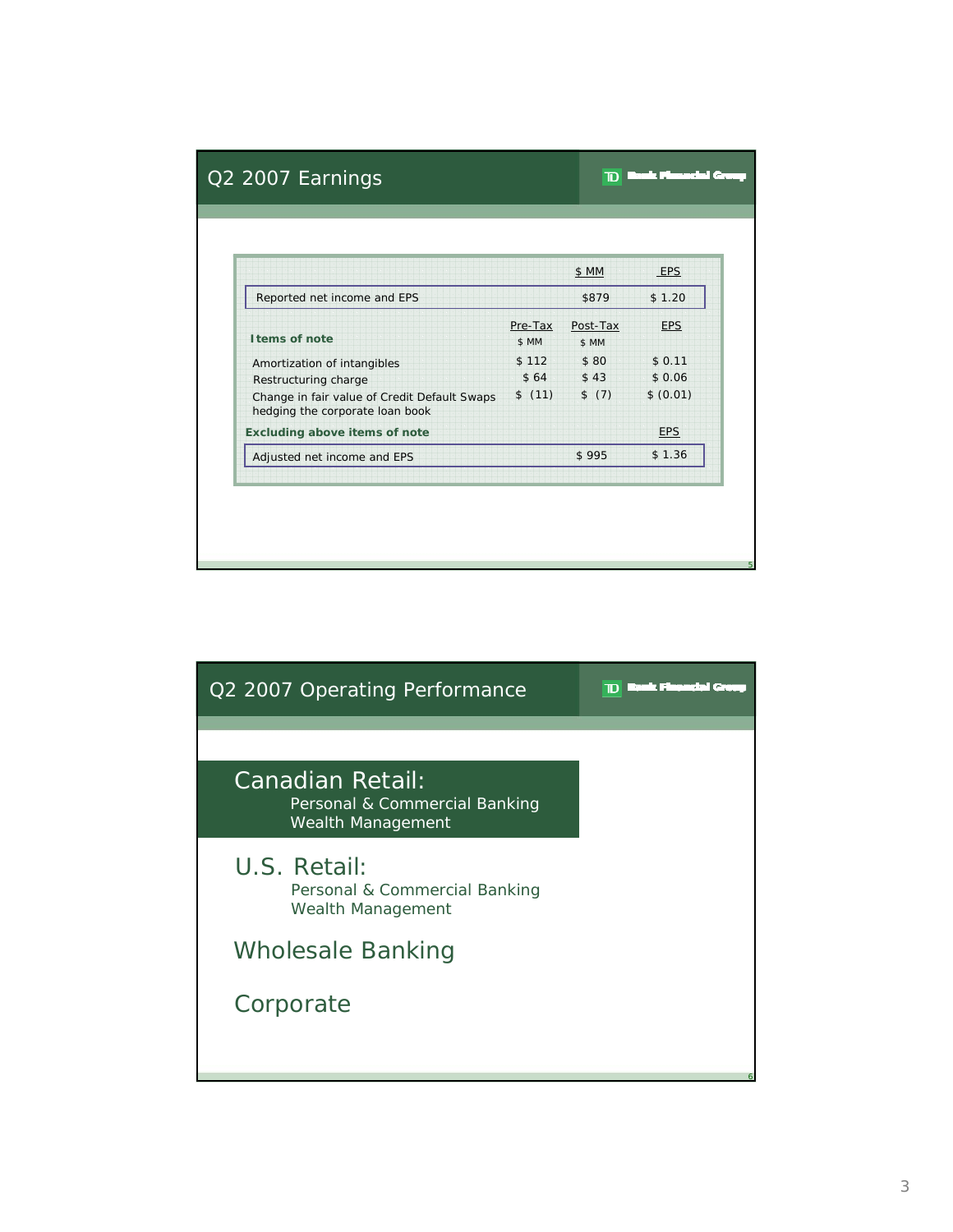## Q2 2007 Earnings

|  | Pre-Tax $ MM | Post-Tax $ MM | EPS |
|---|---|---|---|
| Reported net income and EPS |  | $879 | $ 1.20 |
| **Items of note** |  |  |  |
| Amortization of intangibles | $ 112 | $ 80 | $ 0.11 |
| Restructuring charge | $ 64 | $ 43 | $ 0.06 |
| Change in fair value of Credit Default Swaps hedging the corporate loan book | $ (11) | $ (7) | $ (0.01) |
| **Excluding above items of note** |  |  |  |
| Adjusted net income and EPS |  | $ 995 | $ 1.36 |

## Q2 2007 Operating Performance

**Canadian Retail:**
- Personal & Commercial Banking
- Wealth Management

**U.S. Retail:**
- Personal & Commercial Banking
- Wealth Management

**Wholesale Banking**

**Corporate**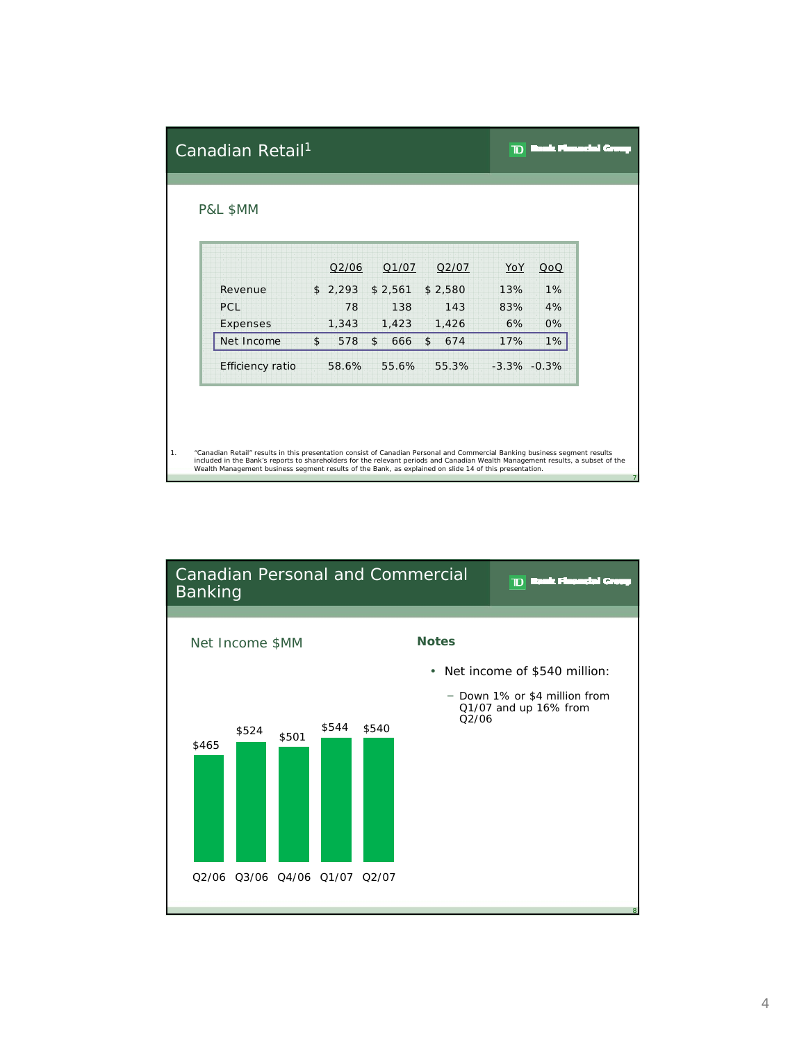## Canadian Retail[1]

P&L $MM

| | Q2/06 | Q1/07 | Q2/07 | YoY | QoQ |
|---|---|---|---|---|---|
| Revenue | $ 2,293 | $ 2,561 | $ 2,580 | 13% | 1% |
| PCL | 78 | 138 | 143 | 83% | 4% |
| Expenses | 1,343 | 1,423 | 1,426 | 6% | 0% |
| Net Income | $ 578 | $ 666 | $ 674 | 17% | 1% |
| Efficiency ratio | 58.6% | 55.6% | 55.3% | -3.3% | -0.3% |

1. "Canadian Retail" results in this presentation consist of Canadian Personal and Commercial Banking business segment results included in the Bank's reports to shareholders for the relevant periods and Canadian Wealth Management results, a subset of the Wealth Management business segment results of the Bank, as explained on slide 14 of this presentation.

## Canadian Personal and Commercial Banking

Net Income $MM

| Q2/06 | Q3/06 | Q4/06 | Q1/07 | Q2/07 |
|---|---|---|---|---|
| $465 | $524 | $501 | $544 | $540 |

**Notes**

- Net income of $540 million:
  - Down 1% or $4 million from Q1/07 and up 16% from Q2/06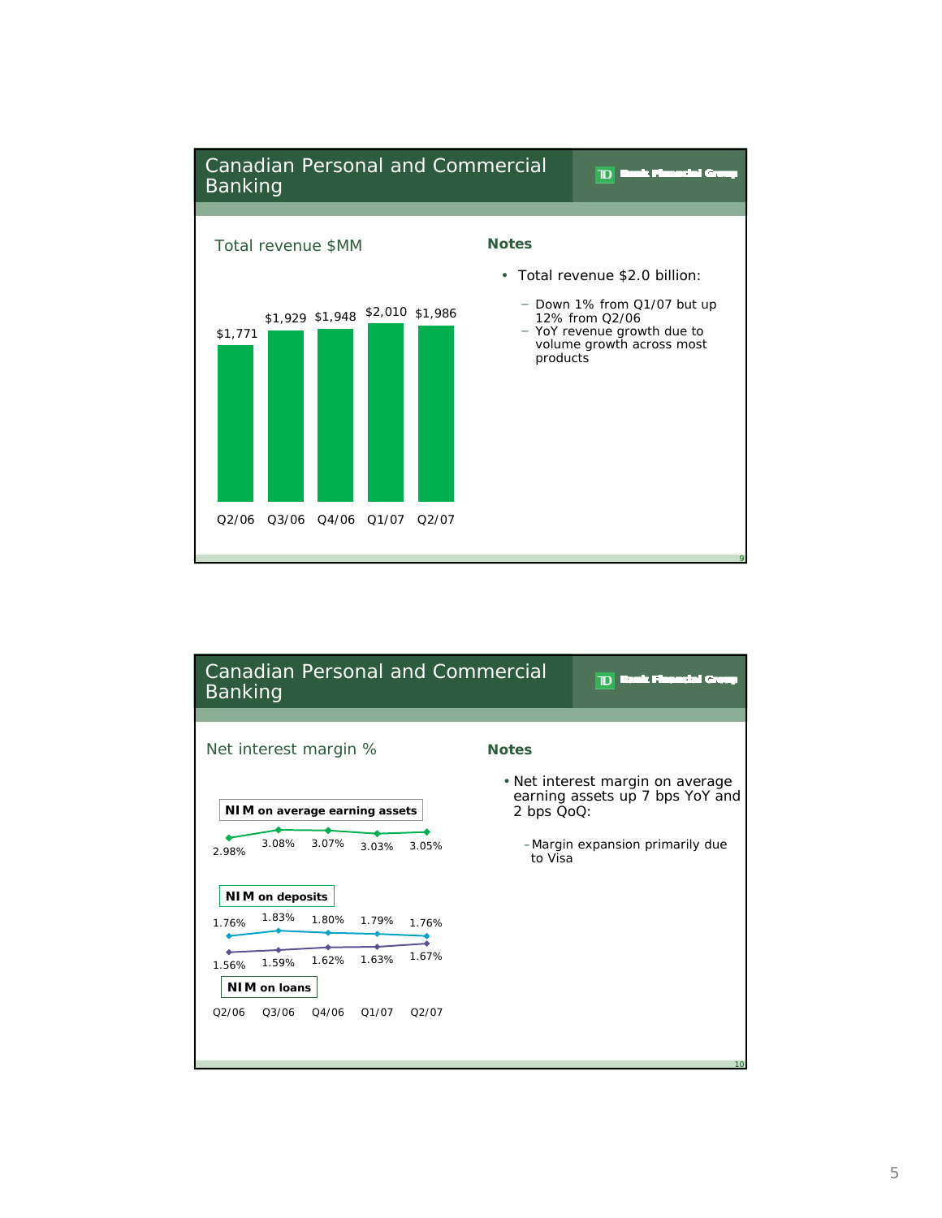## Canadian Personal and Commercial Banking

TD Bank Financial Group

### Total revenue $MM

| Q2/06 | Q3/06 | Q4/06 | Q1/07 | Q2/07 |
|---|---|---|---|---|
| $1,771 | $1,929 | $1,948 | $2,010 | $1,986 |

**Notes**

- Total revenue $2.0 billion:
  - Down 1% from Q1/07 but up 12% from Q2/06
  - YoY revenue growth due to volume growth across most products

## Canadian Personal and Commercial Banking

TD Bank Financial Group

### Net interest margin %

| | Q2/06 | Q3/06 | Q4/06 | Q1/07 | Q2/07 |
|---|---|---|---|---|---|
| NIM on average earning assets | 2.98% | 3.08% | 3.07% | 3.03% | 3.05% |
| NIM on deposits | 1.76% | 1.83% | 1.80% | 1.79% | 1.76% |
| NIM on loans | 1.56% | 1.59% | 1.62% | 1.63% | 1.67% |

**Notes**

- Net interest margin on average earning assets up 7 bps YoY and 2 bps QoQ:
  - Margin expansion primarily due to Visa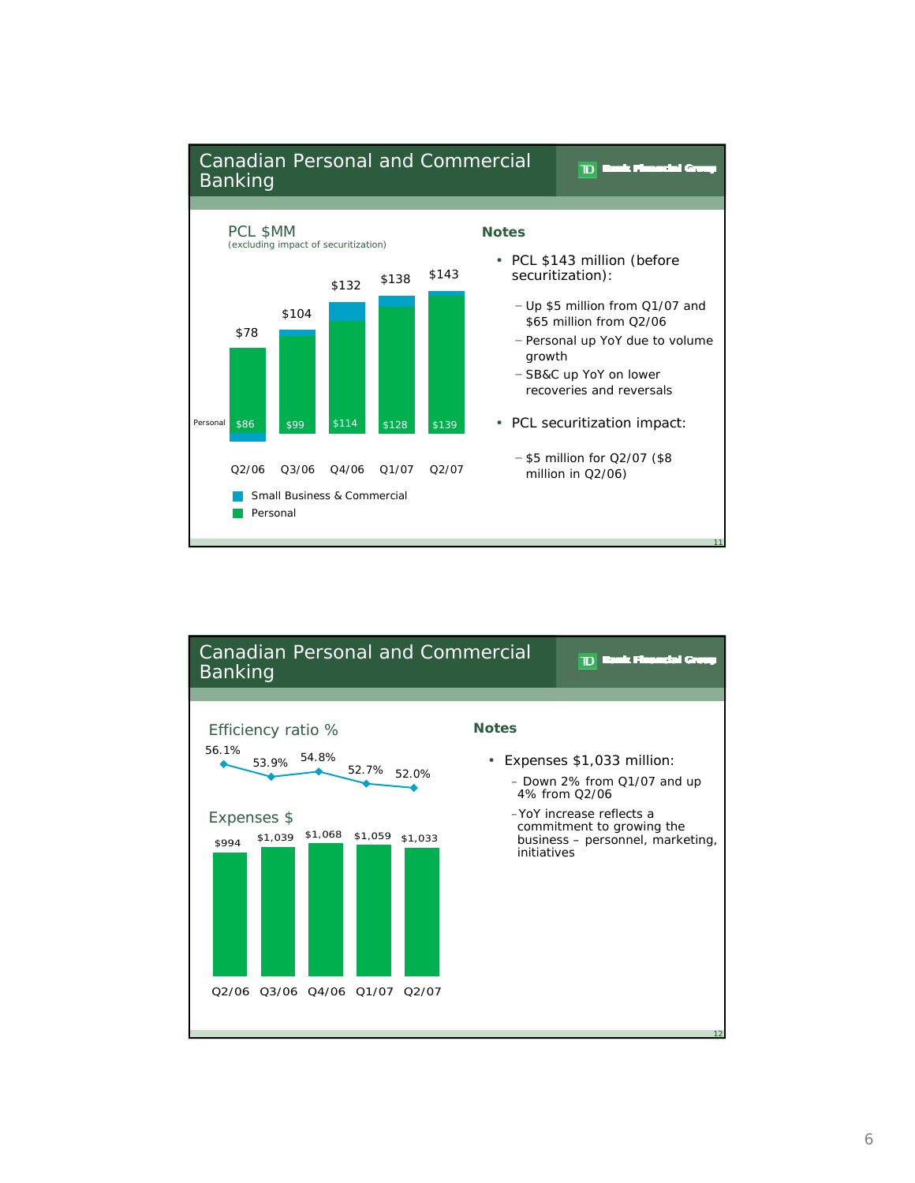## Canadian Personal and Commercial Banking

### PCL $MM
(excluding impact of securitization)

| | Q2/06 | Q3/06 | Q4/06 | Q1/07 | Q2/07 |
|---|---|---|---|---|---|
| Total | $78 | $104 | $132 | $138 | $143 |
| Personal | $86 | $99 | $114 | $128 | $139 |

- Small Business & Commercial
- Personal

**Notes**

- PCL $143 million (before securitization):
  - Up $5 million from Q1/07 and $65 million from Q2/06
  - Personal up YoY due to volume growth
  - SB&C up YoY on lower recoveries and reversals
- PCL securitization impact:
  - $5 million for Q2/07 ($8 million in Q2/06)

## Canadian Personal and Commercial Banking

### Efficiency ratio % / Expenses $

| | Q2/06 | Q3/06 | Q4/06 | Q1/07 | Q2/07 |
|---|---|---|---|---|---|
| Efficiency ratio % | 56.1% | 53.9% | 54.8% | 52.7% | 52.0% |
| Expenses $ | $994 | $1,039 | $1,068 | $1,059 | $1,033 |

**Notes**

- Expenses $1,033 million:
  - Down 2% from Q1/07 and up 4% from Q2/06
  - YoY increase reflects a commitment to growing the business – personnel, marketing, initiatives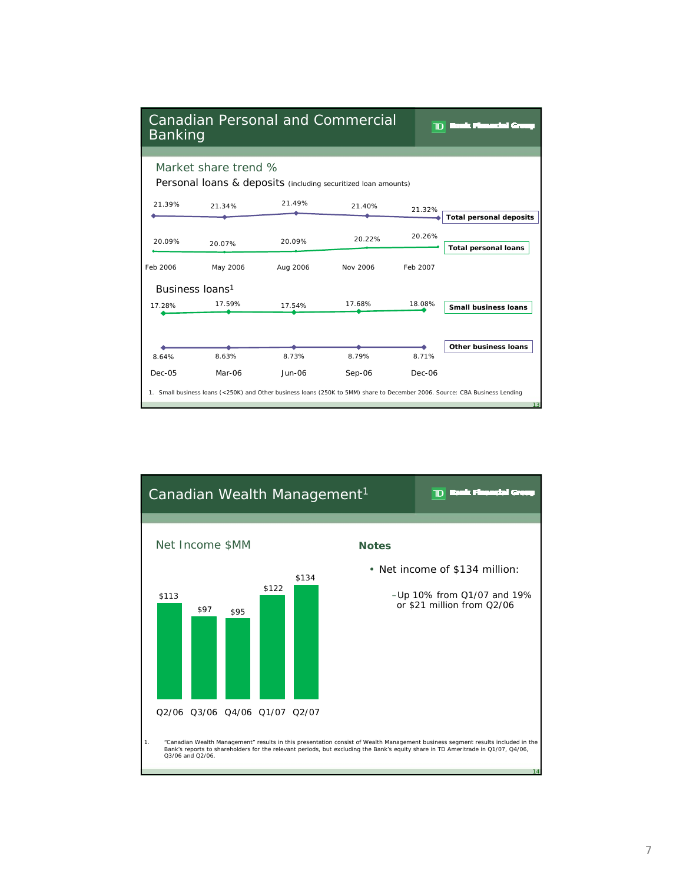## Canadian Personal and Commercial Banking

TD Bank Financial Group

### Market share trend %

**Personal loans & deposits** (including securitized loan amounts)

| | Feb 2006 | May 2006 | Aug 2006 | Nov 2006 | Feb 2007 |
|---|---|---|---|---|---|
| Total personal deposits | 21.39% | 21.34% | 21.49% | 21.40% | 21.32% |
| Total personal loans | 20.09% | 20.07% | 20.09% | 20.22% | 20.26% |

**Business loans**[1]

| | Dec-05 | Mar-06 | Jun-06 | Sep-06 | Dec-06 |
|---|---|---|---|---|---|
| Small business loans | 17.28% | 17.59% | 17.54% | 17.68% | 18.08% |
| Other business loans | 8.64% | 8.63% | 8.73% | 8.79% | 8.71% |

1. Small business loans (<250K) and Other business loans (250K to 5MM) share to December 2006. Source: CBA Business Lending

## Canadian Wealth Management[1]

TD Bank Financial Group

### Net Income $MM

| Q2/06 | Q3/06 | Q4/06 | Q1/07 | Q2/07 |
|---|---|---|---|---|
| $113 | $97 | $95 | $122 | $134 |

**Notes**

- Net income of $134 million:
  - Up 10% from Q1/07 and 19% or $21 million from Q2/06

1. "Canadian Wealth Management" results in this presentation consist of Wealth Management business segment results included in the Bank's reports to shareholders for the relevant periods, but excluding the Bank's equity share in TD Ameritrade in Q1/07, Q4/06, Q3/06 and Q2/06.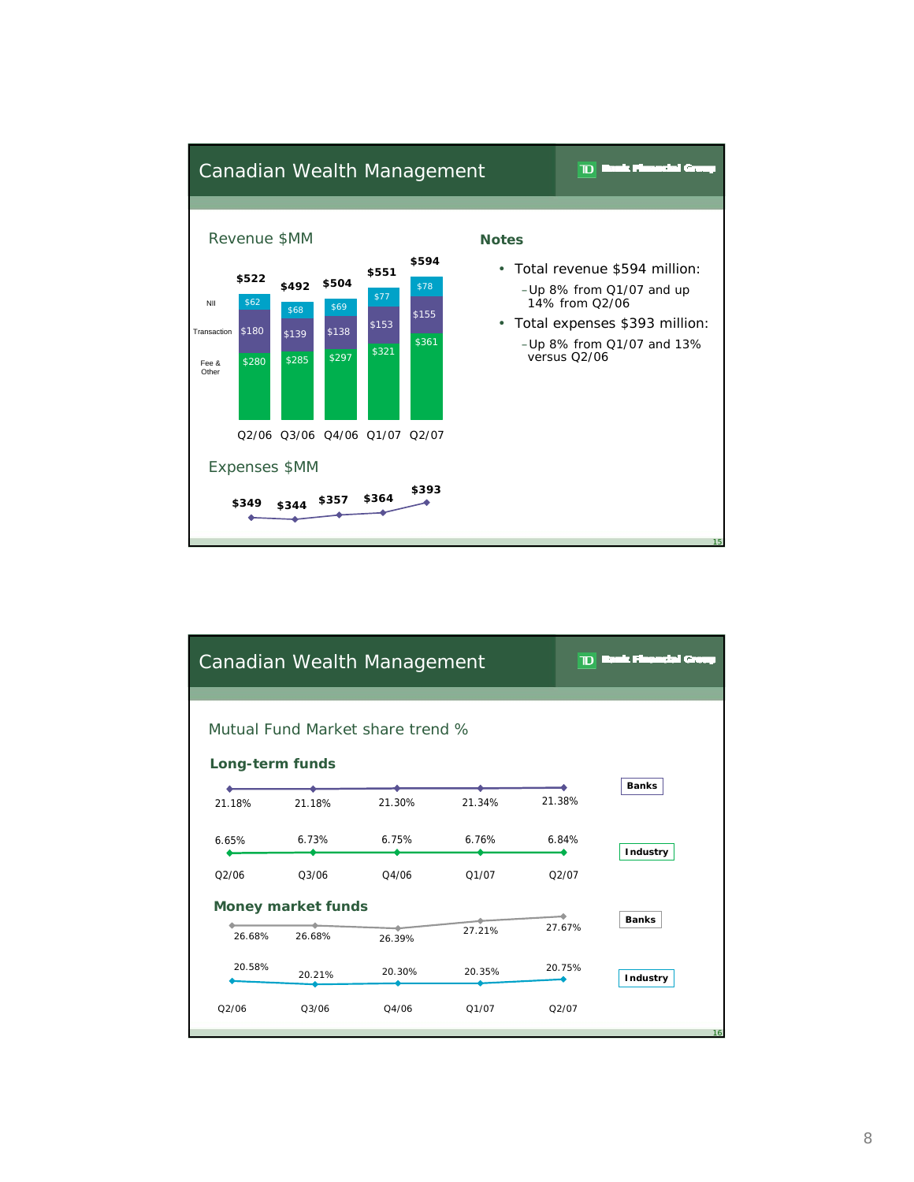## Canadian Wealth Management

### Revenue $MM

| | Q2/06 | Q3/06 | Q4/06 | Q1/07 | Q2/07 |
|---|---|---|---|---|---|
| NII | $62 | $68 | $69 | $77 | $78 |
| Transaction | $180 | $139 | $138 | $153 | $155 |
| Fee & Other | $280 | $285 | $297 | $321 | $361 |
| Total | $522 | $492 | $504 | $551 | $594 |

### Expenses $MM

| Q2/06 | Q3/06 | Q4/06 | Q1/07 | Q2/07 |
|---|---|---|---|---|
| $349 | $344 | $357 | $364 | $393 |

### Notes

- Total revenue $594 million:
  - Up 8% from Q1/07 and up 14% from Q2/06
- Total expenses $393 million:
  - Up 8% from Q1/07 and 13% versus Q2/06

## Canadian Wealth Management

### Mutual Fund Market share trend %

**Long-term funds**

| | Q2/06 | Q3/06 | Q4/06 | Q1/07 | Q2/07 |
|---|---|---|---|---|---|
| Banks | 21.18% | 21.18% | 21.30% | 21.34% | 21.38% |
| Industry | 6.65% | 6.73% | 6.75% | 6.76% | 6.84% |

**Money market funds**

| | Q2/06 | Q3/06 | Q4/06 | Q1/07 | Q2/07 |
|---|---|---|---|---|---|
| Banks | 26.68% | 26.68% | 26.39% | 27.21% | 27.67% |
| Industry | 20.58% | 20.21% | 20.30% | 20.35% | 20.75% |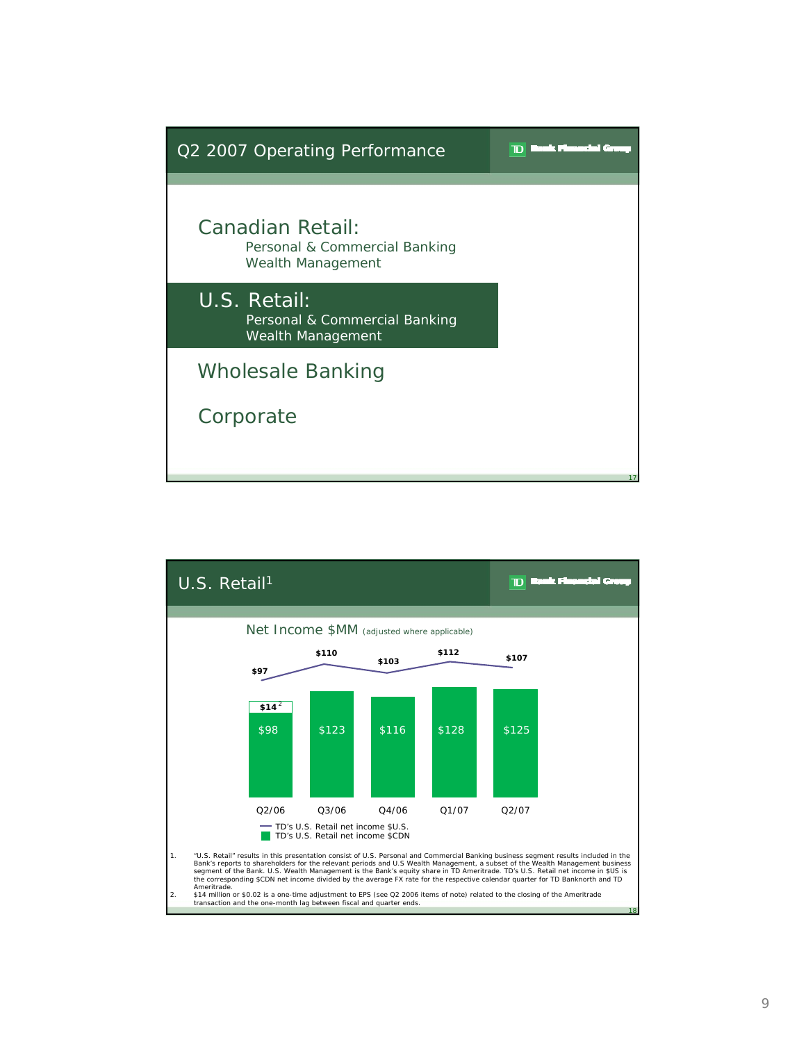## Q2 2007 Operating Performance

**Canadian Retail:**
- Personal & Commercial Banking
- Wealth Management

**U.S. Retail:**
- Personal & Commercial Banking
- Wealth Management

**Wholesale Banking**

**Corporate**

---

## U.S. Retail[1]

Net Income $MM (adjusted where applicable)

| | Q2/06 | Q3/06 | Q4/06 | Q1/07 | Q2/07 |
|---|---|---|---|---|---|
| TD's U.S. Retail net income $U.S. | $97 | $110 | $103 | $112 | $107 |
| TD's U.S. Retail net income $CDN | $98 + $14[2] | $123 | $116 | $128 | $125 |

1. "U.S. Retail" results in this presentation consist of U.S. Personal and Commercial Banking business segment results included in the Bank's reports to shareholders for the relevant periods and U.S Wealth Management, a subset of the Wealth Management business segment of the Bank. U.S. Wealth Management is the Bank's equity share in TD Ameritrade. TD's U.S. Retail net income in $US is the corresponding $CDN net income divided by the average FX rate for the respective calendar quarter for TD Banknorth and TD Ameritrade.
2. $14 million or $0.02 is a one-time adjustment to EPS (see Q2 2006 items of note) related to the closing of the Ameritrade transaction and the one-month lag between fiscal and quarter ends.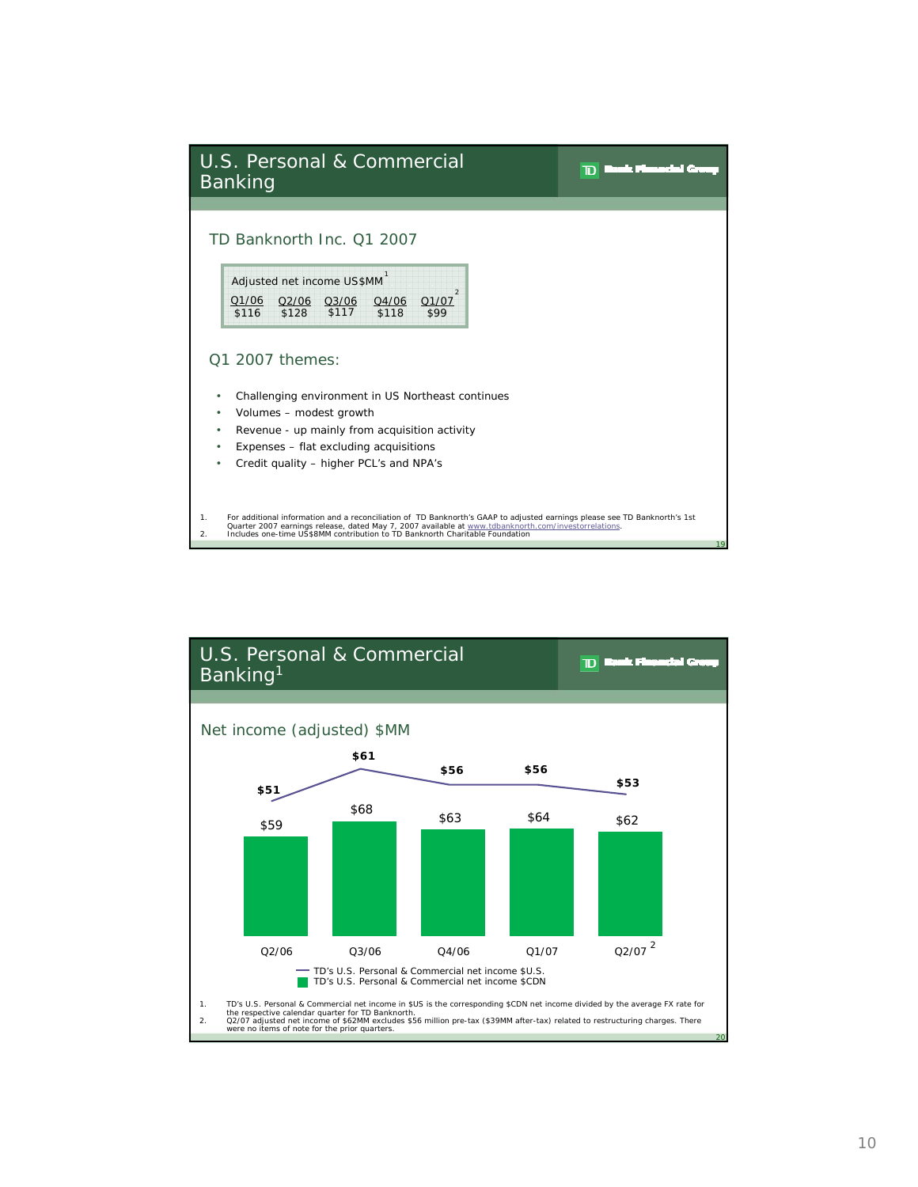# U.S. Personal & Commercial Banking

## TD Banknorth Inc. Q1 2007

Adjusted net income US$MM[1]

| Q1/06 | Q2/06 | Q3/06 | Q4/06 | Q1/07[2] |
|---|---|---|---|---|
| $116 | $128 | $117 | $118 | $99 |

## Q1 2007 themes:

- Challenging environment in US Northeast continues
- Volumes – modest growth
- Revenue - up mainly from acquisition activity
- Expenses – flat excluding acquisitions
- Credit quality – higher PCL's and NPA's

1. For additional information and a reconciliation of TD Banknorth's GAAP to adjusted earnings please see TD Banknorth's 1st Quarter 2007 earnings release, dated May 7, 2007 available at www.tdbanknorth.com/investorrelations.
2. Includes one-time US$8MM contribution to TD Banknorth Charitable Foundation

# U.S. Personal & Commercial Banking[1]

## Net income (adjusted) $MM

| | Q2/06 | Q3/06 | Q4/06 | Q1/07 | Q2/07[2] |
|---|---|---|---|---|---|
| TD's U.S. Personal & Commercial net income $U.S. | $51 | $61 | $56 | $56 | $53 |
| TD's U.S. Personal & Commercial net income $CDN | $59 | $68 | $63 | $64 | $62 |

1. TD's U.S. Personal & Commercial net income in $US is the corresponding $CDN net income divided by the average FX rate for the respective calendar quarter for TD Banknorth.
2. Q2/07 adjusted net income of $62MM excludes $56 million pre-tax ($39MM after-tax) related to restructuring charges. There were no items of note for the prior quarters.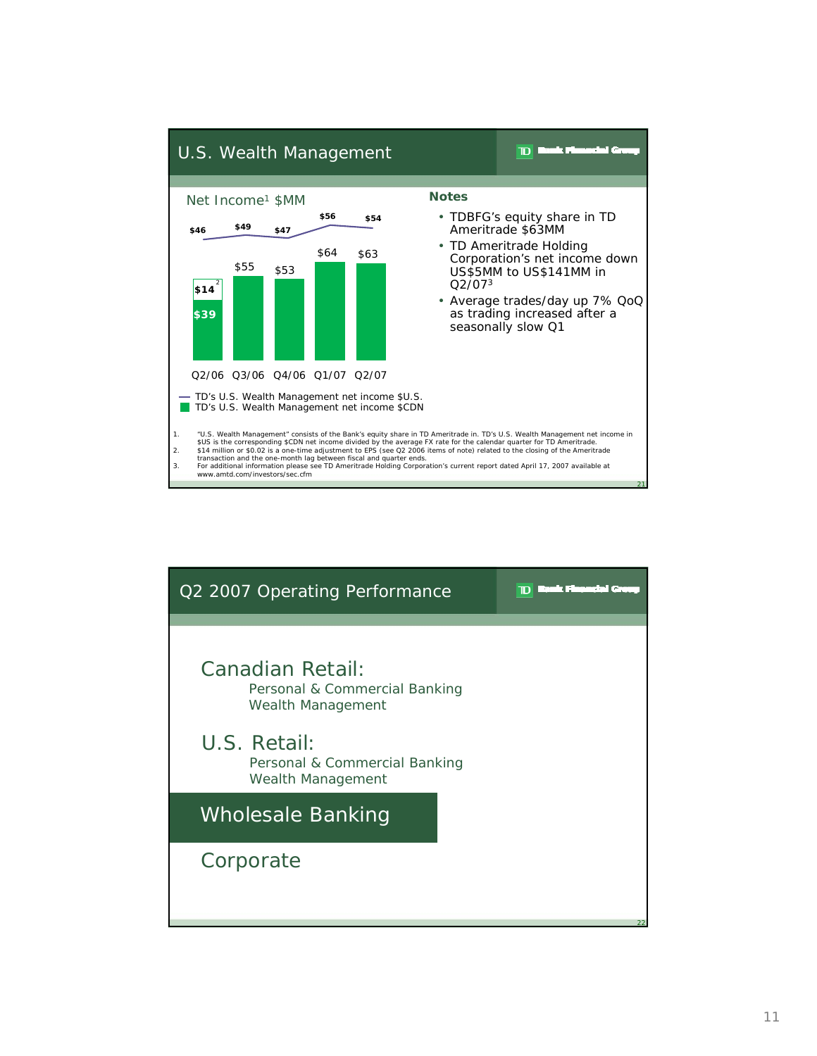## U.S. Wealth Management

**Net Income[1] $MM**

| | Q2/06 | Q3/06 | Q4/06 | Q1/07 | Q2/07 |
|---|---|---|---|---|---|
| TD's U.S. Wealth Management net income $U.S. | $46 | $49 | $47 | $56 | $54 |
| TD's U.S. Wealth Management net income $CDN | $39 + $14[2] | $55 | $53 | $64 | $63 |

**Notes**

- TDBFG's equity share in TD Ameritrade $63MM
- TD Ameritrade Holding Corporation's net income down US$5MM to US$141MM in Q2/07[3]
- Average trades/day up 7% QoQ as trading increased after a seasonally slow Q1

1. "U.S. Wealth Management" consists of the Bank's equity share in TD Ameritrade in. TD's U.S. Wealth Management net income in $US is the corresponding $CDN net income divided by the average FX rate for the calendar quarter for TD Ameritrade.
2. $14 million or $0.02 is a one-time adjustment to EPS (see Q2 2006 items of note) related to the closing of the Ameritrade transaction and the one-month lag between fiscal and quarter ends.
3. For additional information please see TD Ameritrade Holding Corporation's current report dated April 17, 2007 available at www.amtd.com/investors/sec.cfm

## Q2 2007 Operating Performance

**Canadian Retail:**
- Personal & Commercial Banking
- Wealth Management

**U.S. Retail:**
- Personal & Commercial Banking
- Wealth Management

**Wholesale Banking**

**Corporate**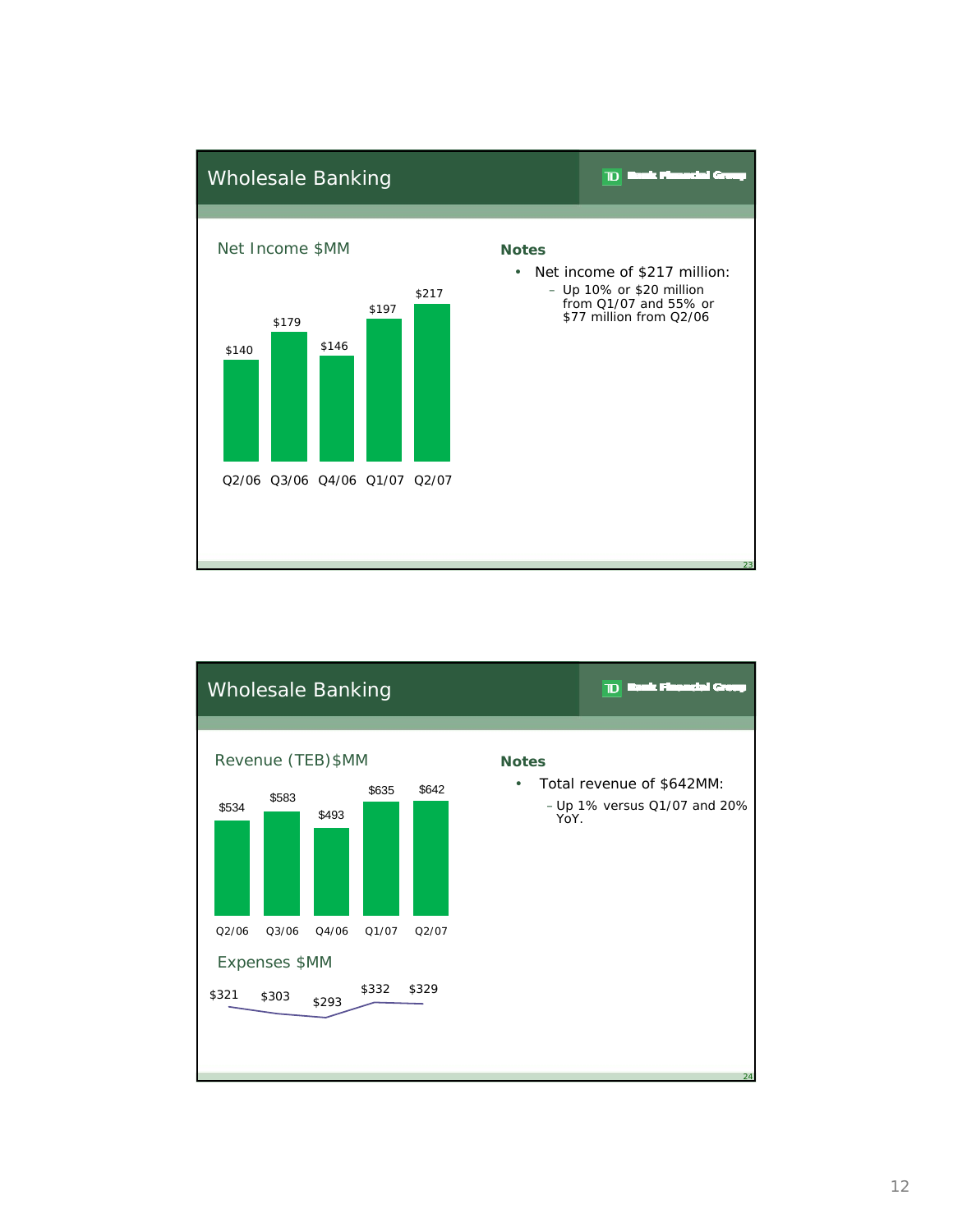## Wholesale Banking

TD Bank Financial Group

**Net Income $MM**

| Q2/06 | Q3/06 | Q4/06 | Q1/07 | Q2/07 |
|---|---|---|---|---|
| $140 | $179 | $146 | $197 | $217 |

**Notes**

- Net income of $217 million:
  - Up 10% or $20 million from Q1/07 and 55% or $77 million from Q2/06

## Wholesale Banking

TD Bank Financial Group

**Revenue (TEB)$MM**

| Q2/06 | Q3/06 | Q4/06 | Q1/07 | Q2/07 |
|---|---|---|---|---|
| $534 | $583 | $493 | $635 | $642 |

**Expenses $MM**

| Q2/06 | Q3/06 | Q4/06 | Q1/07 | Q2/07 |
|---|---|---|---|---|
| $321 | $303 | $293 | $332 | $329 |

**Notes**

- Total revenue of $642MM:
  - Up 1% versus Q1/07 and 20% YoY.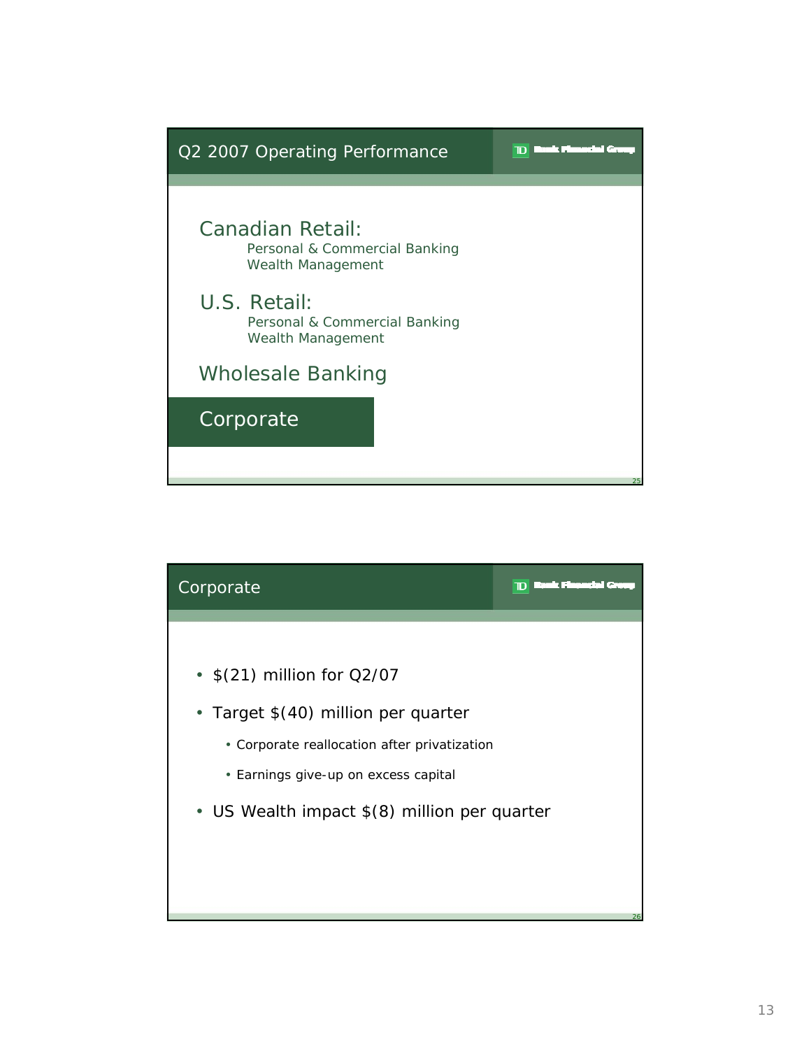## Q2 2007 Operating Performance

**Canadian Retail:**
- Personal & Commercial Banking
- Wealth Management

**U.S. Retail:**
- Personal & Commercial Banking
- Wealth Management

**Wholesale Banking**

**Corporate**

## Corporate

- $(21) million for Q2/07
- Target $(40) million per quarter
  - Corporate reallocation after privatization
  - Earnings give-up on excess capital
- US Wealth impact $(8) million per quarter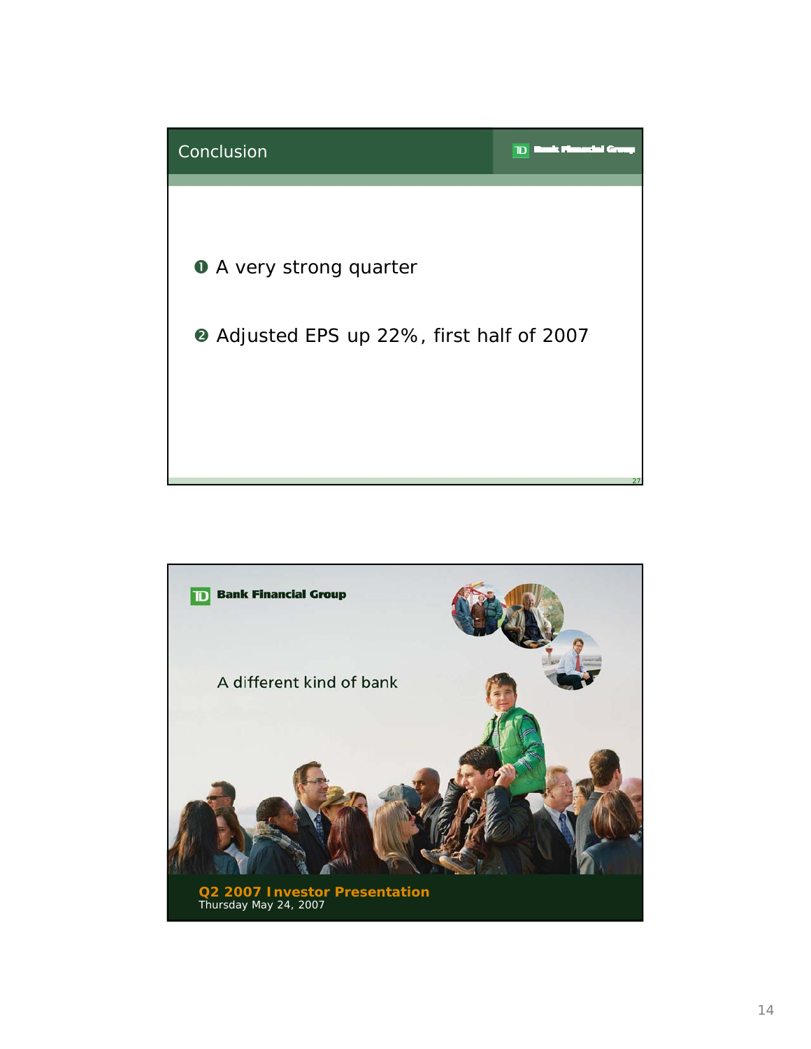## Conclusion

TD Bank Financial Group

❶ A very strong quarter

❷ Adjusted EPS up 22%, first half of 2007

TD Bank Financial Group

A different kind of bank

**Q2 2007 Investor Presentation**
Thursday May 24, 2007